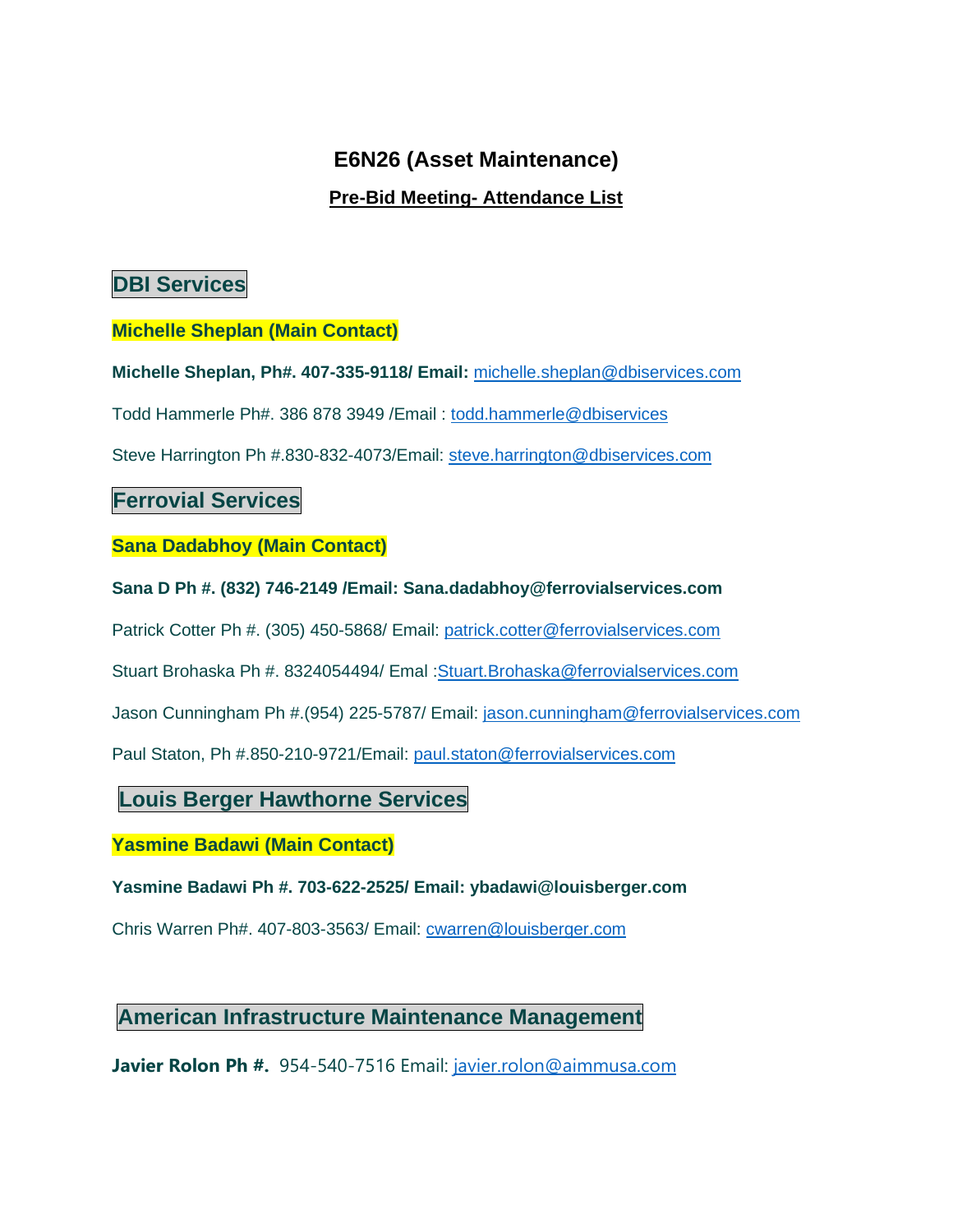# E6N26 (Asset Maintenance)

## Pre-Bid Meeting- Attendance List

## DBI Services

**Michelle Sheplan (Main Contact)**

**Michelle Sheplan, Ph#. 407-335-9118/ Email:** michelle.sheplan@dbiservices.com

Todd Hammerle Ph#. 386 878 3949 /Email : todd.hammerle@dbiservices

Steve Harrington Ph #.830-832-4073/Email: steve.harrington@dbiservices.com

## Ferrovial Services

**Sana Dadabhoy (Main Contact)**

**Sana D Ph #. (832) 746-2149 /Email: Sana.dadabhoy@ferrovialservices.com**

Patrick Cotter Ph #. (305) 450-5868/ Email: patrick.cotter@ferrovialservices.com

Stuart Brohaska Ph #. 8324054494/ Emal :Stuart.Brohaska@ferrovialservices.com

Jason Cunningham Ph #.(954) 225-5787/ Email: jason.cunningham@ferrovialservices.com

Paul Staton, Ph #.850-210-9721/Email: paul.staton@ferrovialservices.com

## Louis Berger Hawthorne Services

**Yasmine Badawi (Main Contact)**

**Yasmine Badawi Ph #. 703-622-2525/ Email: ybadawi@louisberger.com**

Chris Warren Ph#. 407-803-3563/ Email: cwarren@louisberger.com

## American Infrastructure Maintenance Management

**Javier Rolon Ph #.** 954-540-7516 Email: javier.rolon@aimmusa.com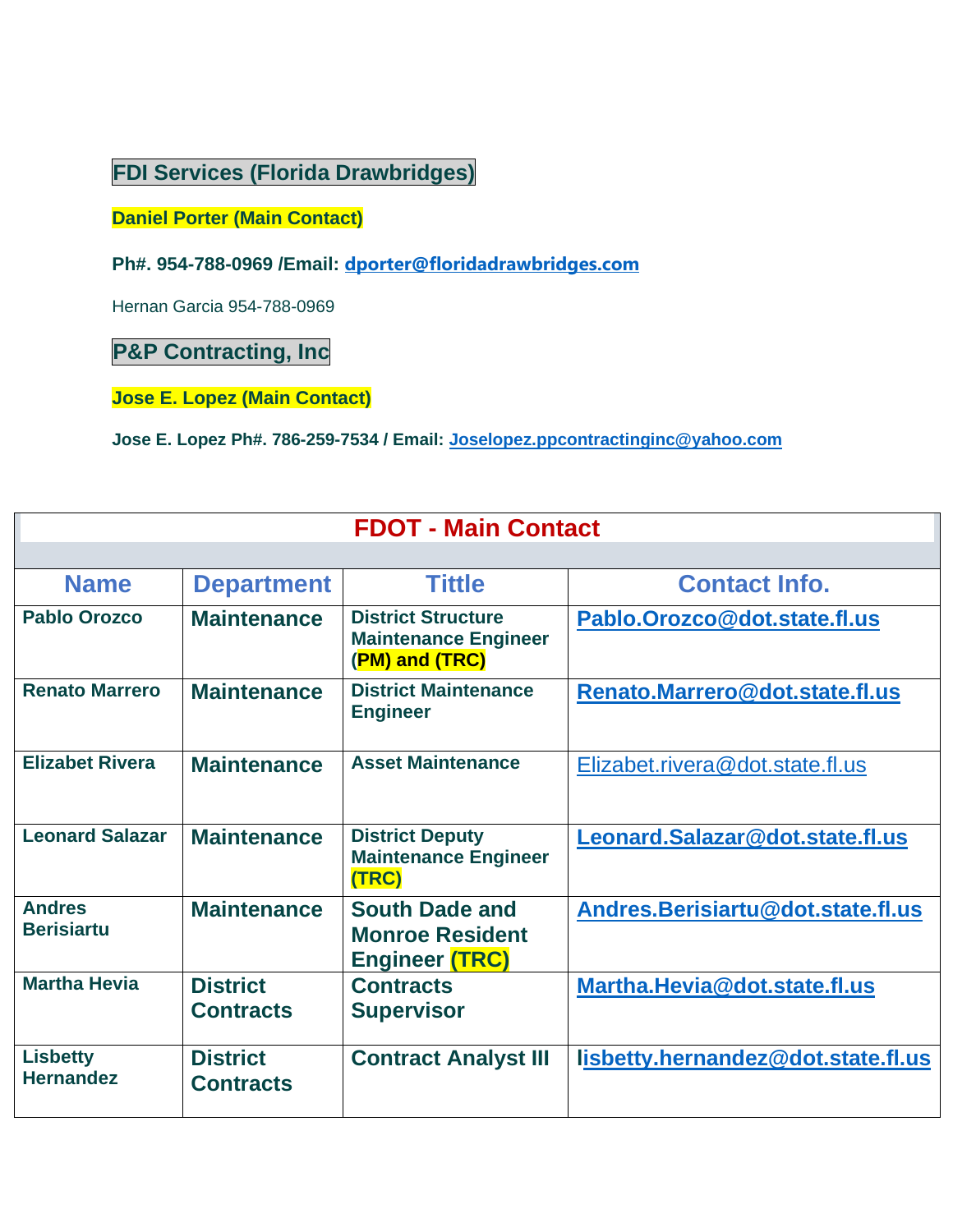## FDI Services (Florida Drawbridges)

**Daniel Porter (Main Contact)**

**Ph#. 954-788-0969 /Email: dporter@floridadrawbridges.com**

Hernan Garcia 954-788-0969

## P&P Contracting, Inc

**Jose E. Lopez (Main Contact)**

**Jose E. Lopez Ph#. 786-259-7534 / Email: Joselopez.ppcontractinginc@yahoo.com**

| FDOT - Main Contact | | | |
|---|---|---|---|
| **Name** | **Department** | **Tittle** | **Contact Info.** |
| **Pablo Orozco** | **Maintenance** | **District Structure Maintenance Engineer (PM) and (TRC)** | **Pablo.Orozco@dot.state.fl.us** |
| **Renato Marrero** | **Maintenance** | **District Maintenance Engineer** | **Renato.Marrero@dot.state.fl.us** |
| **Elizabet Rivera** | **Maintenance** | **Asset Maintenance** | Elizabet.rivera@dot.state.fl.us |
| **Leonard Salazar** | **Maintenance** | **District Deputy Maintenance Engineer (TRC)** | **Leonard.Salazar@dot.state.fl.us** |
| **Andres Berisiartu** | **Maintenance** | **South Dade and Monroe Resident Engineer (TRC)** | **Andres.Berisiartu@dot.state.fl.us** |
| **Martha Hevia** | **District Contracts** | **Contracts Supervisor** | **Martha.Hevia@dot.state.fl.us** |
| **Lisbetty Hernandez** | **District Contracts** | **Contract Analyst III** | **lisbetty.hernandez@dot.state.fl.us** |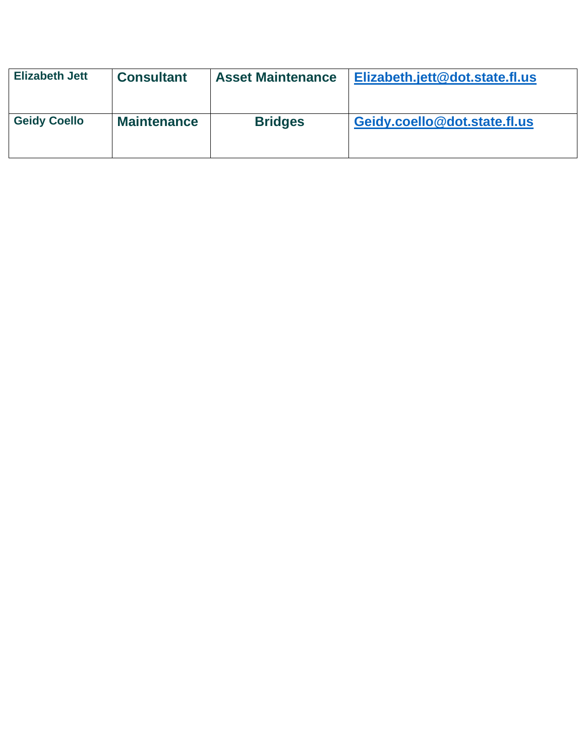| | | | |
|---|---|---|---|
| **Elizabeth Jett** | **Consultant** | **Asset Maintenance** | **Elizabeth.jett@dot.state.fl.us** |
| **Geidy Coello** | **Maintenance** | **Bridges** | **Geidy.coello@dot.state.fl.us** |